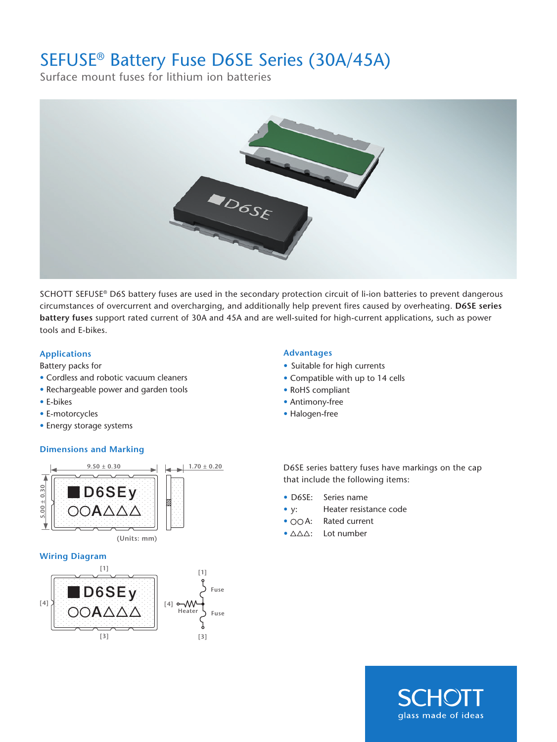# SEFUSE® Battery Fuse D6SE Series (30A/45A)

Surface mount fuses for lithium ion batteries

SCHOTT SEFUSE® D6S battery fuses are used in the secondary protection circuit of li-ion batteries to prevent dangerous circumstances of overcurrent and overcharging, and additionally help prevent fires caused by overheating. **D6SE series battery fuses** support rated current of 30A and 45A and are well-suited for high-current applications, such as power tools and E-bikes.

## Applications

Battery packs for

- Cordless and robotic vacuum cleaners
- Rechargeable power and garden tools
- E-bikes
- E-motorcycles
- Energy storage systems

## Advantages

- Suitable for high currents
- Compatible with up to 14 cells
- RoHS compliant
- Antimony-free
- Halogen-free

## Dimensions and Marking

9.50 ± 0.30

5.00 ± 0.30

1.70 ± 0.20

■D6SEy
○○A△△△

(Units: mm)

D6SE series battery fuses have markings on the cap that include the following items:

- D6SE: Series name
- y: Heater resistance code
- ○○A: Rated current
- △△△: Lot number

## Wiring Diagram

[1]

■D6SEy
○○A△△△

[4]

[3]

[1] Fuse

[4] Heater

Fuse [3]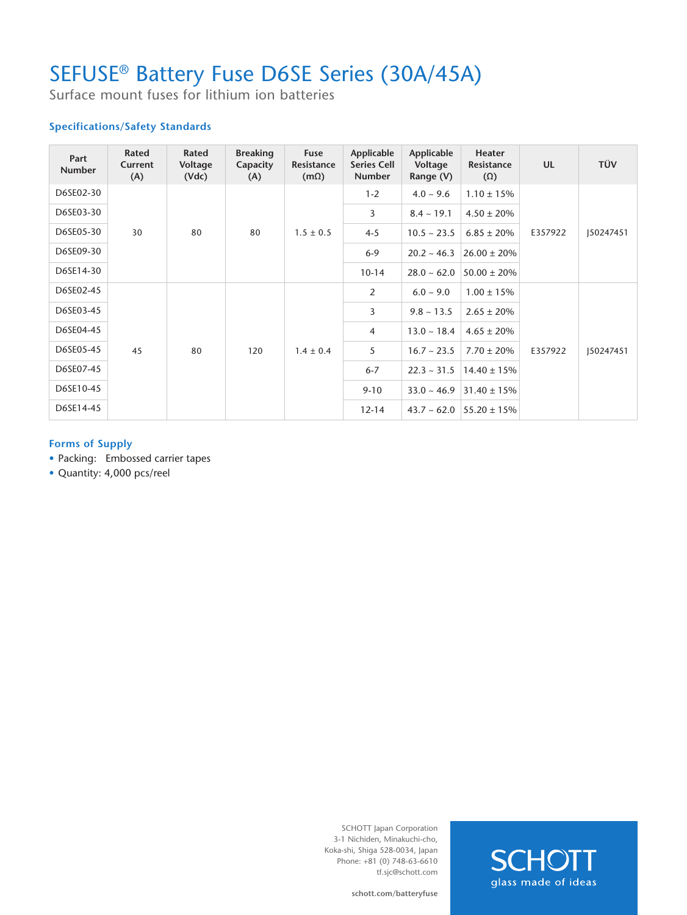# SEFUSE® Battery Fuse D6SE Series (30A/45A)

Surface mount fuses for lithium ion batteries

### Specifications/Safety Standards

| Part Number | Rated Current (A) | Rated Voltage (Vdc) | Breaking Capacity (A) | Fuse Resistance (mΩ) | Applicable Series Cell Number | Applicable Voltage Range (V) | Heater Resistance (Ω) | UL | TÜV |
|---|---|---|---|---|---|---|---|---|---|
| D6SE02-30 | 30 | 80 | 80 | 1.5 ± 0.5 | 1-2 | 4.0 ~ 9.6 | 1.10 ± 15% | E357922 | J50247451 |
| D6SE03-30 | | | | | 3 | 8.4 ~ 19.1 | 4.50 ± 20% | | |
| D6SE05-30 | | | | | 4-5 | 10.5 ~ 23.5 | 6.85 ± 20% | | |
| D6SE09-30 | | | | | 6-9 | 20.2 ~ 46.3 | 26.00 ± 20% | | |
| D6SE14-30 | | | | | 10-14 | 28.0 ~ 62.0 | 50.00 ± 20% | | |
| D6SE02-45 | 45 | 80 | 120 | 1.4 ± 0.4 | 2 | 6.0 ~ 9.0 | 1.00 ± 15% | E357922 | J50247451 |
| D6SE03-45 | | | | | 3 | 9.8 ~ 13.5 | 2.65 ± 20% | | |
| D6SE04-45 | | | | | 4 | 13.0 ~ 18.4 | 4.65 ± 20% | | |
| D6SE05-45 | | | | | 5 | 16.7 ~ 23.5 | 7.70 ± 20% | | |
| D6SE07-45 | | | | | 6-7 | 22.3 ~ 31.5 | 14.40 ± 15% | | |
| D6SE10-45 | | | | | 9-10 | 33.0 ~ 46.9 | 31.40 ± 15% | | |
| D6SE14-45 | | | | | 12-14 | 43.7 ~ 62.0 | 55.20 ± 15% | | |

### Forms of Supply

- Packing: Embossed carrier tapes
- Quantity: 4,000 pcs/reel

SCHOTT Japan Corporation
3-1 Nichiden, Minakuchi-cho,
Koka-shi, Shiga 528-0034, Japan
Phone: +81 (0) 748-63-6610
tf.sjc@schott.com

**schott.com/batteryfuse**

SCHOTT
glass made of ideas